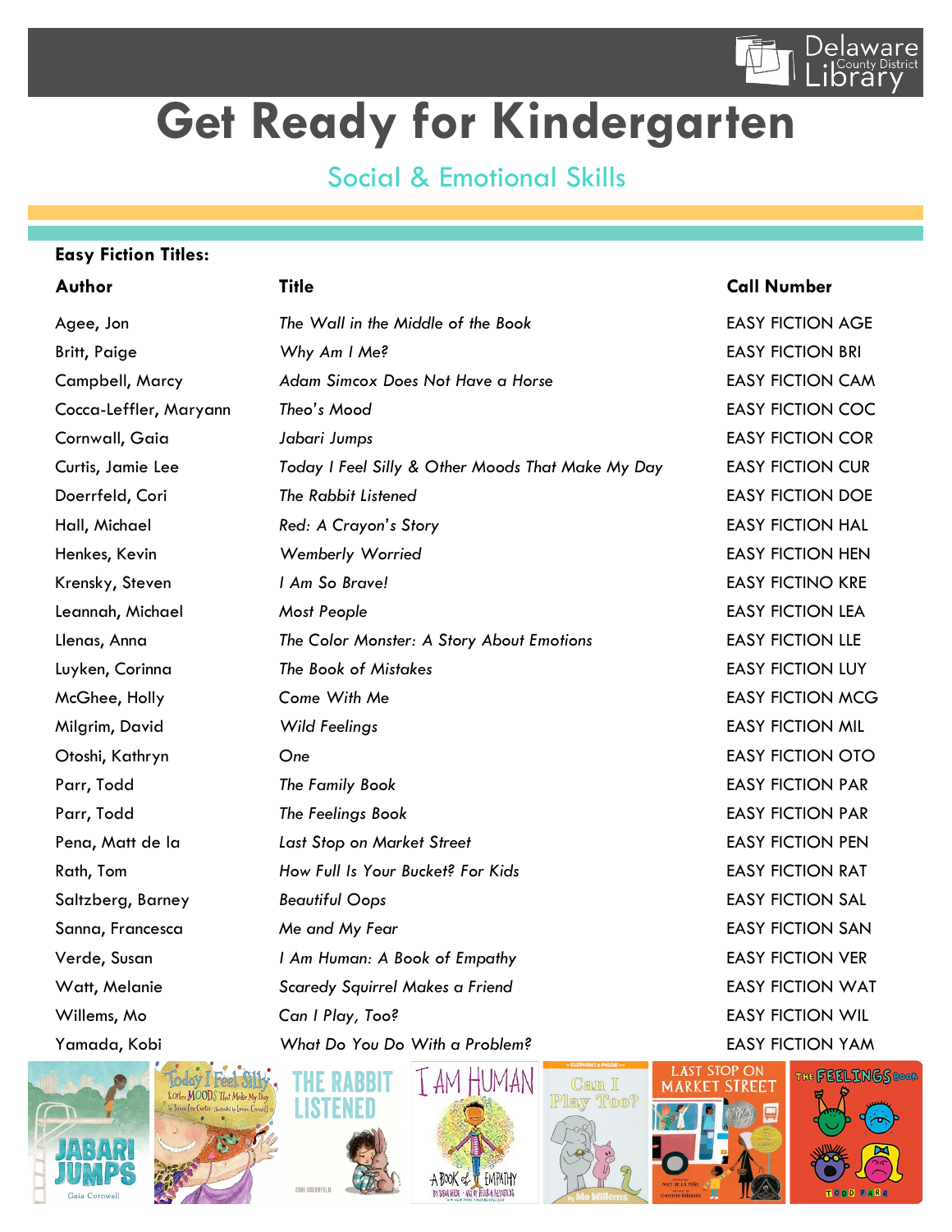# Get Ready for Kindergarten

## Social & Emotional Skills

**Easy Fiction Titles:**

| Author | Title | Call Number |
|---|---|---|
| Agee, Jon | *The Wall in the Middle of the Book* | EASY FICTION AGE |
| Britt, Paige | *Why Am I Me?* | EASY FICTION BRI |
| Campbell, Marcy | *Adam Simcox Does Not Have a Horse* | EASY FICTION CAM |
| Cocca-Leffler, Maryann | *Theo's Mood* | EASY FICTION COC |
| Cornwall, Gaia | *Jabari Jumps* | EASY FICTION COR |
| Curtis, Jamie Lee | *Today I Feel Silly & Other Moods That Make My Day* | EASY FICTION CUR |
| Doerrfeld, Cori | *The Rabbit Listened* | EASY FICTION DOE |
| Hall, Michael | *Red: A Crayon's Story* | EASY FICTION HAL |
| Henkes, Kevin | *Wemberly Worried* | EASY FICTION HEN |
| Krensky, Steven | *I Am So Brave!* | EASY FICTINO KRE |
| Leannah, Michael | *Most People* | EASY FICTION LEA |
| Llenas, Anna | *The Color Monster: A Story About Emotions* | EASY FICTION LLE |
| Luyken, Corinna | *The Book of Mistakes* | EASY FICTION LUY |
| McGhee, Holly | Come With Me | EASY FICTION MCG |
| Milgrim, David | *Wild Feelings* | EASY FICTION MIL |
| Otoshi, Kathryn | One | EASY FICTION OTO |
| Parr, Todd | *The Family Book* | EASY FICTION PAR |
| Parr, Todd | *The Feelings Book* | EASY FICTION PAR |
| Pena, Matt de la | *Last Stop on Market Street* | EASY FICTION PEN |
| Rath, Tom | *How Full Is Your Bucket? For Kids* | EASY FICTION RAT |
| Saltzberg, Barney | *Beautiful Oops* | EASY FICTION SAL |
| Sanna, Francesca | *Me and My Fear* | EASY FICTION SAN |
| Verde, Susan | *I Am Human: A Book of Empathy* | EASY FICTION VER |
| Watt, Melanie | *Scaredy Squirrel Makes a Friend* | EASY FICTION WAT |
| Willems, Mo | *Can I Play, Too?* | EASY FICTION WIL |
| Yamada, Kobi | *What Do You Do With a Problem?* | EASY FICTION YAM |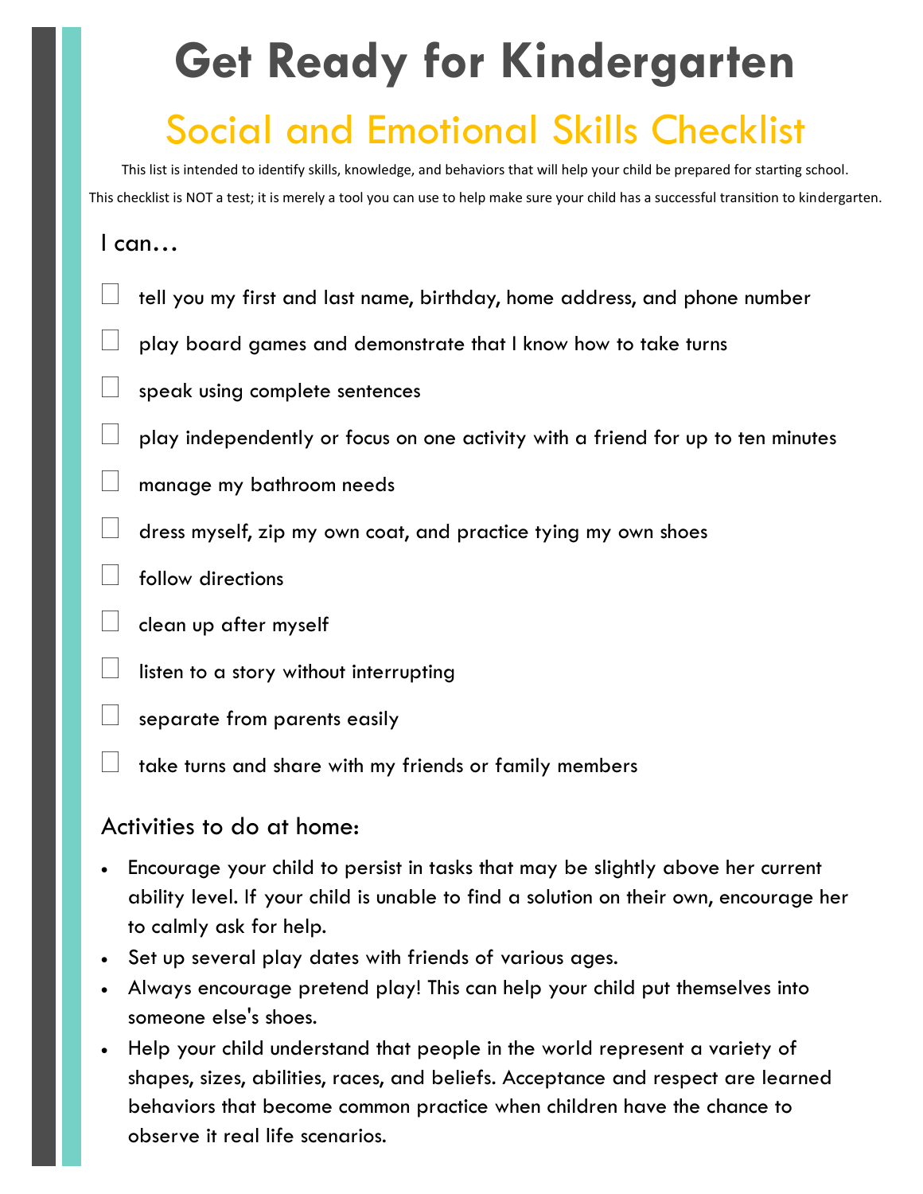# Get Ready for Kindergarten

## Social and Emotional Skills Checklist

This list is intended to identify skills, knowledge, and behaviors that will help your child be prepared for starting school.

This checklist is NOT a test; it is merely a tool you can use to help make sure your child has a successful transition to kindergarten.

### I can…

- [ ] tell you my first and last name, birthday, home address, and phone number
- [ ] play board games and demonstrate that I know how to take turns
- [ ] speak using complete sentences
- [ ] play independently or focus on one activity with a friend for up to ten minutes
- [ ] manage my bathroom needs
- [ ] dress myself, zip my own coat, and practice tying my own shoes
- [ ] follow directions
- [ ] clean up after myself
- [ ] listen to a story without interrupting
- [ ] separate from parents easily
- [ ] take turns and share with my friends or family members

### Activities to do at home:

- Encourage your child to persist in tasks that may be slightly above her current ability level. If your child is unable to find a solution on their own, encourage her to calmly ask for help.
- Set up several play dates with friends of various ages.
- Always encourage pretend play! This can help your child put themselves into someone else's shoes.
- Help your child understand that people in the world represent a variety of shapes, sizes, abilities, races, and beliefs. Acceptance and respect are learned behaviors that become common practice when children have the chance to observe it real life scenarios.